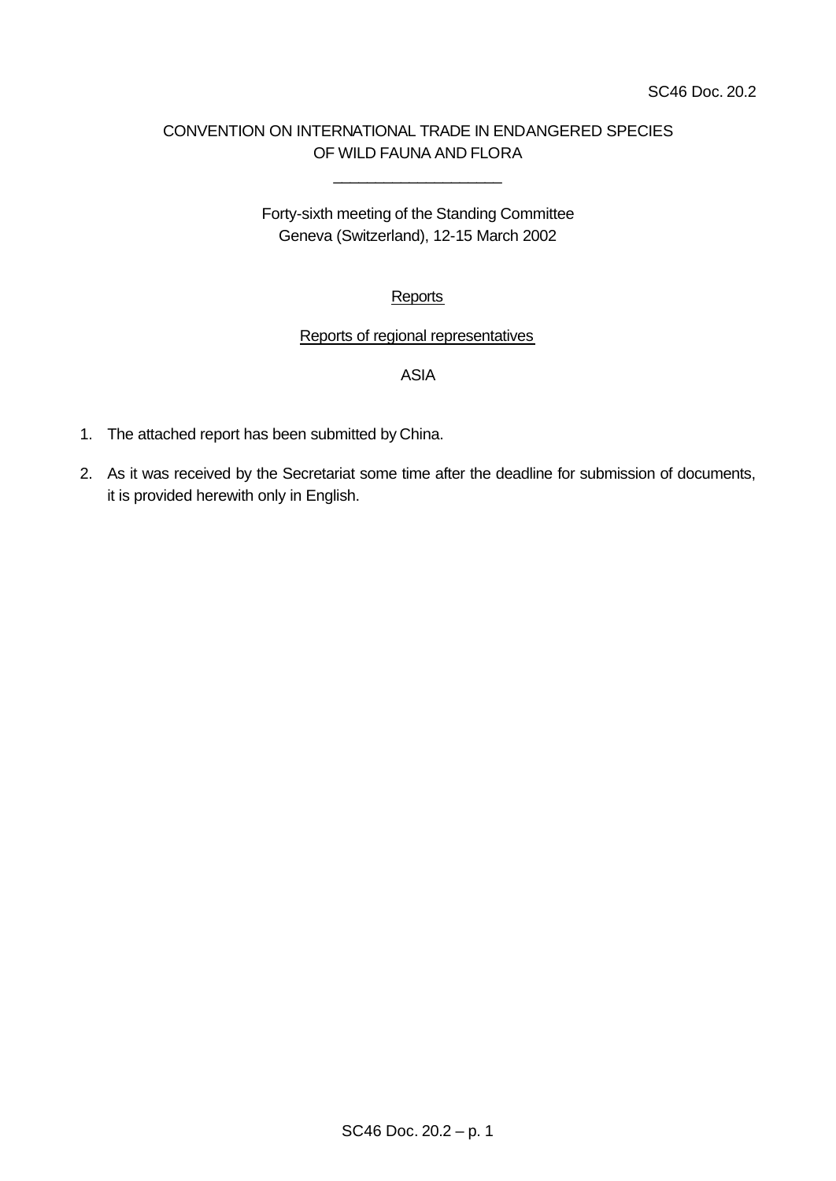SC46 Doc. 20.2

CONVENTION ON INTERNATIONAL TRADE IN ENDANGERED SPECIES OF WILD FAUNA AND FLORA

\_\_\_\_\_\_\_\_\_\_\_\_\_\_\_\_\_\_\_\_

Forty-sixth meeting of the Standing Committee
Geneva (Switzerland), 12-15 March 2002

Reports

Reports of regional representatives

ASIA

1. The attached report has been submitted by China.

2. As it was received by the Secretariat some time after the deadline for submission of documents, it is provided herewith only in English.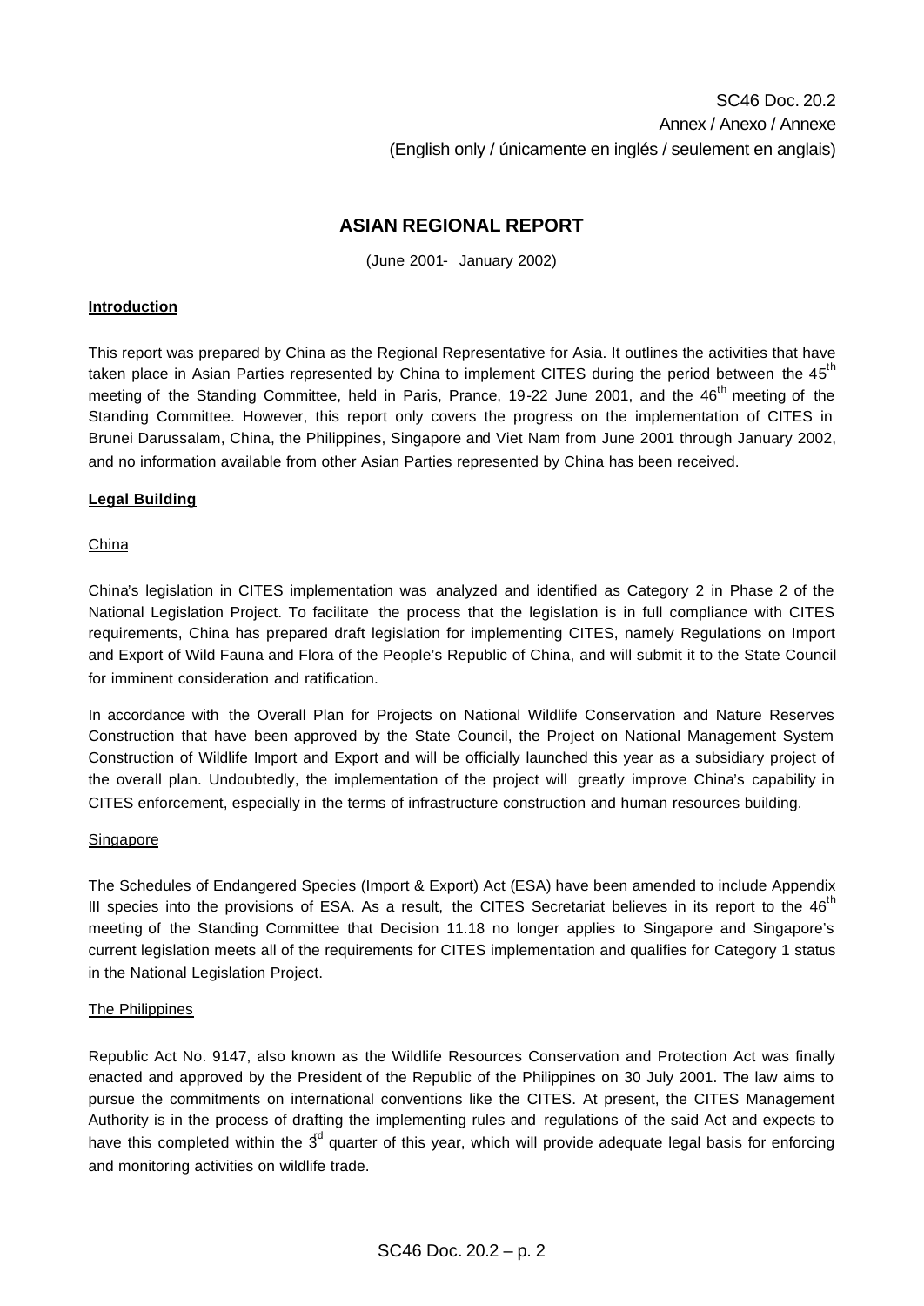SC46 Doc. 20.2
Annex / Anexo / Annexe
(English only / únicamente en inglés / seulement en anglais)

## ASIAN REGIONAL REPORT

(June 2001- January 2002)

**Introduction**

This report was prepared by China as the Regional Representative for Asia. It outlines the activities that have taken place in Asian Parties represented by China to implement CITES during the period between the 45th meeting of the Standing Committee, held in Paris, Prance, 19-22 June 2001, and the 46th meeting of the Standing Committee. However, this report only covers the progress on the implementation of CITES in Brunei Darussalam, China, the Philippines, Singapore and Viet Nam from June 2001 through January 2002, and no information available from other Asian Parties represented by China has been received.

**Legal Building**

China

China's legislation in CITES implementation was analyzed and identified as Category 2 in Phase 2 of the National Legislation Project. To facilitate the process that the legislation is in full compliance with CITES requirements, China has prepared draft legislation for implementing CITES, namely Regulations on Import and Export of Wild Fauna and Flora of the People's Republic of China, and will submit it to the State Council for imminent consideration and ratification.

In accordance with the Overall Plan for Projects on National Wildlife Conservation and Nature Reserves Construction that have been approved by the State Council, the Project on National Management System Construction of Wildlife Import and Export and will be officially launched this year as a subsidiary project of the overall plan. Undoubtedly, the implementation of the project will greatly improve China's capability in CITES enforcement, especially in the terms of infrastructure construction and human resources building.

Singapore

The Schedules of Endangered Species (Import & Export) Act (ESA) have been amended to include Appendix III species into the provisions of ESA. As a result, the CITES Secretariat believes in its report to the 46th meeting of the Standing Committee that Decision 11.18 no longer applies to Singapore and Singapore's current legislation meets all of the requirements for CITES implementation and qualifies for Category 1 status in the National Legislation Project.

The Philippines

Republic Act No. 9147, also known as the Wildlife Resources Conservation and Protection Act was finally enacted and approved by the President of the Republic of the Philippines on 30 July 2001. The law aims to pursue the commitments on international conventions like the CITES. At present, the CITES Management Authority is in the process of drafting the implementing rules and regulations of the said Act and expects to have this completed within the 3rd quarter of this year, which will provide adequate legal basis for enforcing and monitoring activities on wildlife trade.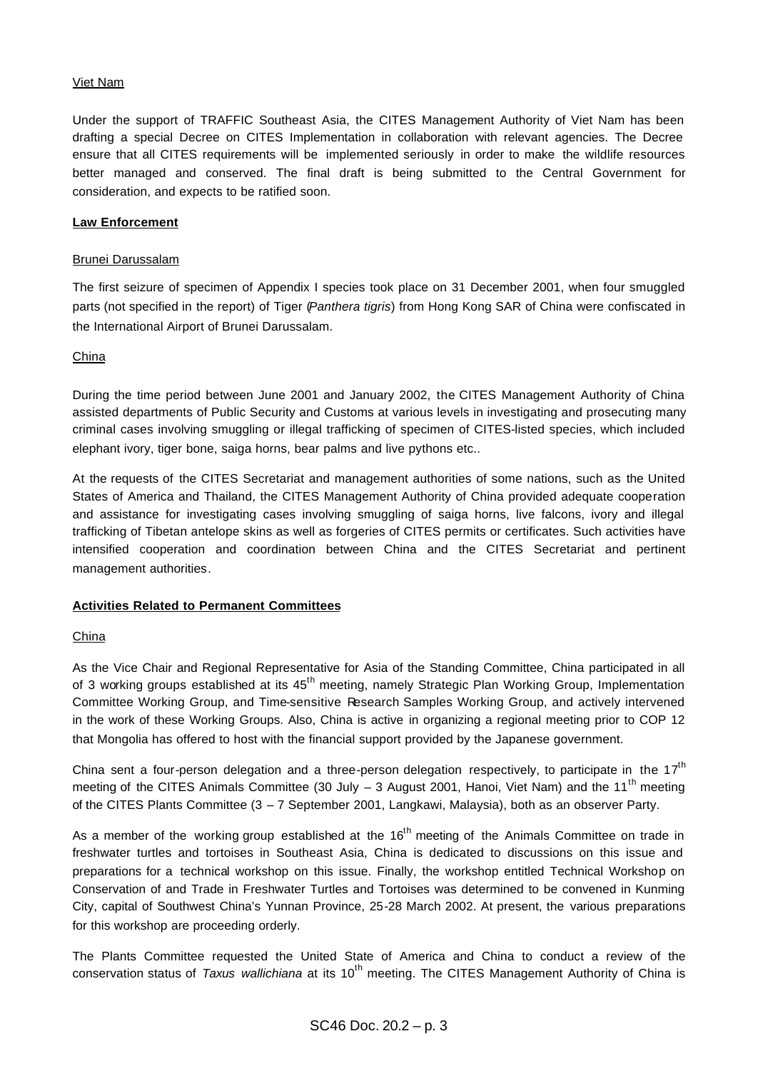Viet Nam

Under the support of TRAFFIC Southeast Asia, the CITES Management Authority of Viet Nam has been drafting a special Decree on CITES Implementation in collaboration with relevant agencies. The Decree ensure that all CITES requirements will be implemented seriously in order to make the wildlife resources better managed and conserved. The final draft is being submitted to the Central Government for consideration, and expects to be ratified soon.

**Law Enforcement**

Brunei Darussalam

The first seizure of specimen of Appendix I species took place on 31 December 2001, when four smuggled parts (not specified in the report) of Tiger (*Panthera tigris*) from Hong Kong SAR of China were confiscated in the International Airport of Brunei Darussalam.

China

During the time period between June 2001 and January 2002, the CITES Management Authority of China assisted departments of Public Security and Customs at various levels in investigating and prosecuting many criminal cases involving smuggling or illegal trafficking of specimen of CITES-listed species, which included elephant ivory, tiger bone, saiga horns, bear palms and live pythons etc..

At the requests of the CITES Secretariat and management authorities of some nations, such as the United States of America and Thailand, the CITES Management Authority of China provided adequate cooperation and assistance for investigating cases involving smuggling of saiga horns, live falcons, ivory and illegal trafficking of Tibetan antelope skins as well as forgeries of CITES permits or certificates. Such activities have intensified cooperation and coordination between China and the CITES Secretariat and pertinent management authorities.

**Activities Related to Permanent Committees**

China

As the Vice Chair and Regional Representative for Asia of the Standing Committee, China participated in all of 3 working groups established at its 45th meeting, namely Strategic Plan Working Group, Implementation Committee Working Group, and Time-sensitive Research Samples Working Group, and actively intervened in the work of these Working Groups. Also, China is active in organizing a regional meeting prior to COP 12 that Mongolia has offered to host with the financial support provided by the Japanese government.

China sent a four-person delegation and a three-person delegation respectively, to participate in the 17th meeting of the CITES Animals Committee (30 July – 3 August 2001, Hanoi, Viet Nam) and the 11th meeting of the CITES Plants Committee (3 – 7 September 2001, Langkawi, Malaysia), both as an observer Party.

As a member of the working group established at the 16th meeting of the Animals Committee on trade in freshwater turtles and tortoises in Southeast Asia, China is dedicated to discussions on this issue and preparations for a technical workshop on this issue. Finally, the workshop entitled Technical Workshop on Conservation of and Trade in Freshwater Turtles and Tortoises was determined to be convened in Kunming City, capital of Southwest China's Yunnan Province, 25-28 March 2002. At present, the various preparations for this workshop are proceeding orderly.

The Plants Committee requested the United State of America and China to conduct a review of the conservation status of *Taxus wallichiana* at its 10th meeting. The CITES Management Authority of China is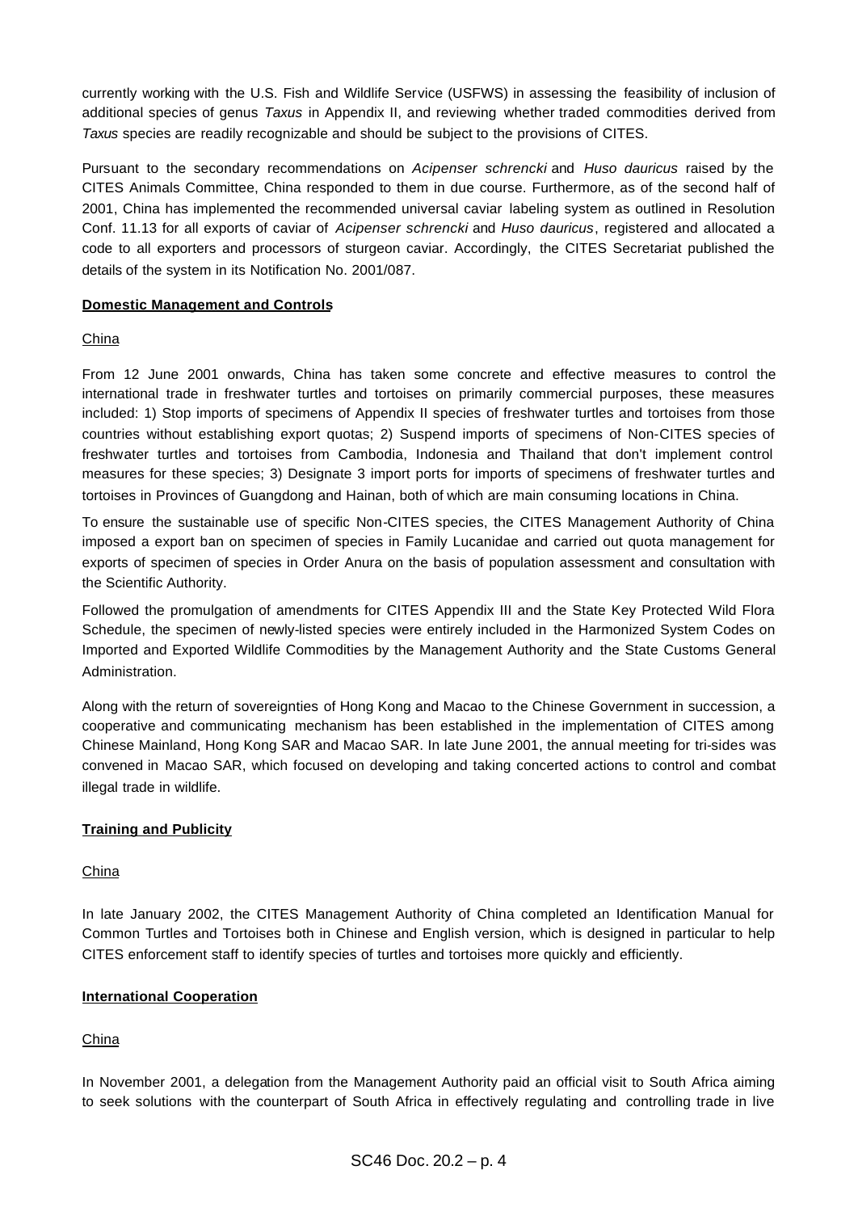currently working with the U.S. Fish and Wildlife Service (USFWS) in assessing the feasibility of inclusion of additional species of genus *Taxus* in Appendix II, and reviewing whether traded commodities derived from *Taxus* species are readily recognizable and should be subject to the provisions of CITES.

Pursuant to the secondary recommendations on *Acipenser schrencki* and *Huso dauricus* raised by the CITES Animals Committee, China responded to them in due course. Furthermore, as of the second half of 2001, China has implemented the recommended universal caviar labeling system as outlined in Resolution Conf. 11.13 for all exports of caviar of *Acipenser schrencki* and *Huso dauricus*, registered and allocated a code to all exporters and processors of sturgeon caviar. Accordingly, the CITES Secretariat published the details of the system in its Notification No. 2001/087.

**Domestic Management and Controls**

China

From 12 June 2001 onwards, China has taken some concrete and effective measures to control the international trade in freshwater turtles and tortoises on primarily commercial purposes, these measures included: 1) Stop imports of specimens of Appendix II species of freshwater turtles and tortoises from those countries without establishing export quotas; 2) Suspend imports of specimens of Non-CITES species of freshwater turtles and tortoises from Cambodia, Indonesia and Thailand that don't implement control measures for these species; 3) Designate 3 import ports for imports of specimens of freshwater turtles and tortoises in Provinces of Guangdong and Hainan, both of which are main consuming locations in China.

To ensure the sustainable use of specific Non-CITES species, the CITES Management Authority of China imposed a export ban on specimen of species in Family Lucanidae and carried out quota management for exports of specimen of species in Order Anura on the basis of population assessment and consultation with the Scientific Authority.

Followed the promulgation of amendments for CITES Appendix III and the State Key Protected Wild Flora Schedule, the specimen of newly-listed species were entirely included in the Harmonized System Codes on Imported and Exported Wildlife Commodities by the Management Authority and the State Customs General Administration.

Along with the return of sovereignties of Hong Kong and Macao to the Chinese Government in succession, a cooperative and communicating mechanism has been established in the implementation of CITES among Chinese Mainland, Hong Kong SAR and Macao SAR. In late June 2001, the annual meeting for tri-sides was convened in Macao SAR, which focused on developing and taking concerted actions to control and combat illegal trade in wildlife.

**Training and Publicity**

China

In late January 2002, the CITES Management Authority of China completed an Identification Manual for Common Turtles and Tortoises both in Chinese and English version, which is designed in particular to help CITES enforcement staff to identify species of turtles and tortoises more quickly and efficiently.

**International Cooperation**

China

In November 2001, a delegation from the Management Authority paid an official visit to South Africa aiming to seek solutions with the counterpart of South Africa in effectively regulating and controlling trade in live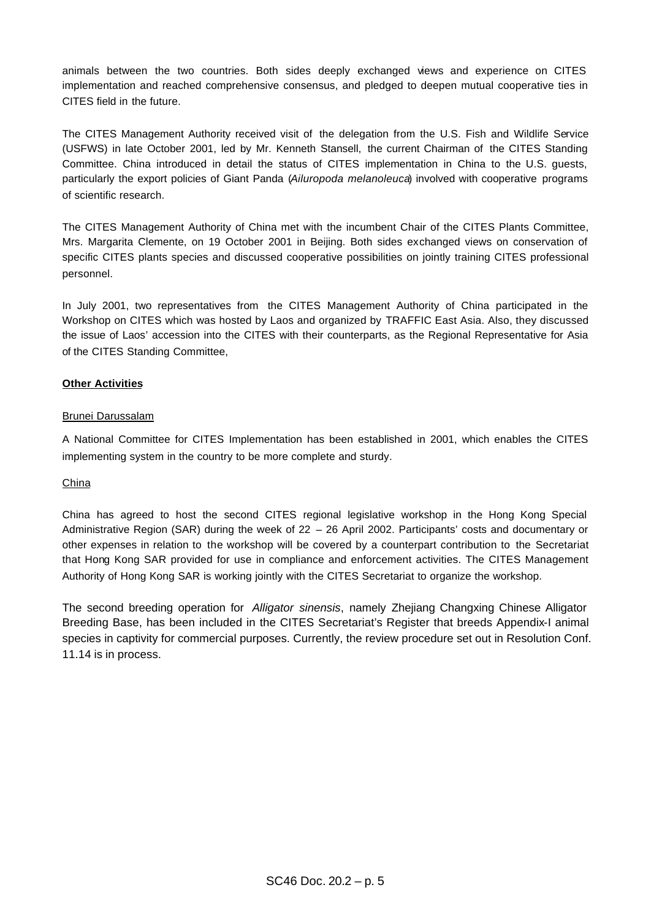animals between the two countries. Both sides deeply exchanged views and experience on CITES implementation and reached comprehensive consensus, and pledged to deepen mutual cooperative ties in CITES field in the future.

The CITES Management Authority received visit of the delegation from the U.S. Fish and Wildlife Service (USFWS) in late October 2001, led by Mr. Kenneth Stansell, the current Chairman of the CITES Standing Committee. China introduced in detail the status of CITES implementation in China to the U.S. guests, particularly the export policies of Giant Panda (*Ailuropoda melanoleuca*) involved with cooperative programs of scientific research.

The CITES Management Authority of China met with the incumbent Chair of the CITES Plants Committee, Mrs. Margarita Clemente, on 19 October 2001 in Beijing. Both sides exchanged views on conservation of specific CITES plants species and discussed cooperative possibilities on jointly training CITES professional personnel.

In July 2001, two representatives from the CITES Management Authority of China participated in the Workshop on CITES which was hosted by Laos and organized by TRAFFIC East Asia. Also, they discussed the issue of Laos' accession into the CITES with their counterparts, as the Regional Representative for Asia of the CITES Standing Committee,

**Other Activities**

Brunei Darussalam

A National Committee for CITES Implementation has been established in 2001, which enables the CITES implementing system in the country to be more complete and sturdy.

China

China has agreed to host the second CITES regional legislative workshop in the Hong Kong Special Administrative Region (SAR) during the week of 22 – 26 April 2002. Participants' costs and documentary or other expenses in relation to the workshop will be covered by a counterpart contribution to the Secretariat that Hong Kong SAR provided for use in compliance and enforcement activities. The CITES Management Authority of Hong Kong SAR is working jointly with the CITES Secretariat to organize the workshop.

The second breeding operation for *Alligator sinensis*, namely Zhejiang Changxing Chinese Alligator Breeding Base, has been included in the CITES Secretariat's Register that breeds Appendix-I animal species in captivity for commercial purposes. Currently, the review procedure set out in Resolution Conf. 11.14 is in process.